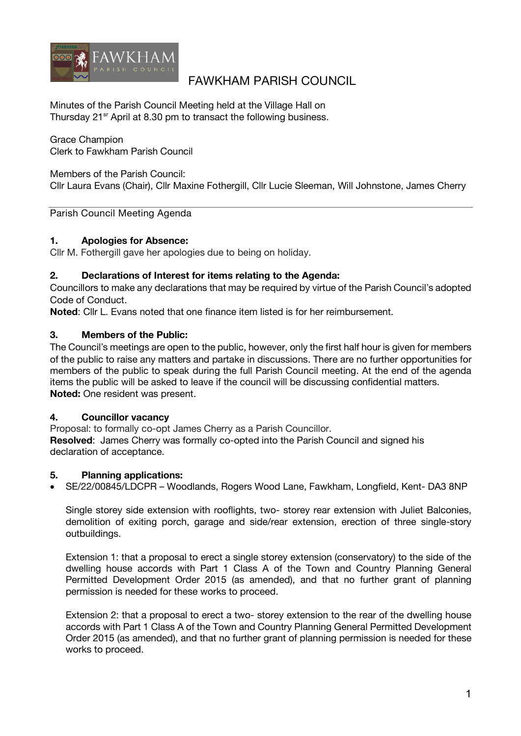# FAWKHAM PARISH COUNCIL

Minutes of the Parish Council Meeting held at the Village Hall on Thursday 21sr April at 8.30 pm to transact the following business.

Grace Champion
Clerk to Fawkham Parish Council

Members of the Parish Council:
Cllr Laura Evans (Chair), Cllr Maxine Fothergill, Cllr Lucie Sleeman, Will Johnstone, James Cherry

---

Parish Council Meeting Agenda

### 1. Apologies for Absence:

Cllr M. Fothergill gave her apologies due to being on holiday.

### 2. Declarations of Interest for items relating to the Agenda:

Councillors to make any declarations that may be required by virtue of the Parish Council's adopted Code of Conduct.
**Noted**: Cllr L. Evans noted that one finance item listed is for her reimbursement.

### 3. Members of the Public:

The Council's meetings are open to the public, however, only the first half hour is given for members of the public to raise any matters and partake in discussions. There are no further opportunities for members of the public to speak during the full Parish Council meeting. At the end of the agenda items the public will be asked to leave if the council will be discussing confidential matters.
**Noted:** One resident was present.

### 4. Councillor vacancy

Proposal: to formally co-opt James Cherry as a Parish Councillor.
**Resolved**: James Cherry was formally co-opted into the Parish Council and signed his declaration of acceptance.

### 5. Planning applications:

- SE/22/00845/LDCPR – Woodlands, Rogers Wood Lane, Fawkham, Longfield, Kent- DA3 8NP

  Single storey side extension with rooflights, two- storey rear extension with Juliet Balconies, demolition of exiting porch, garage and side/rear extension, erection of three single-story outbuildings.

  Extension 1: that a proposal to erect a single storey extension (conservatory) to the side of the dwelling house accords with Part 1 Class A of the Town and Country Planning General Permitted Development Order 2015 (as amended), and that no further grant of planning permission is needed for these works to proceed.

  Extension 2: that a proposal to erect a two- storey extension to the rear of the dwelling house accords with Part 1 Class A of the Town and Country Planning General Permitted Development Order 2015 (as amended), and that no further grant of planning permission is needed for these works to proceed.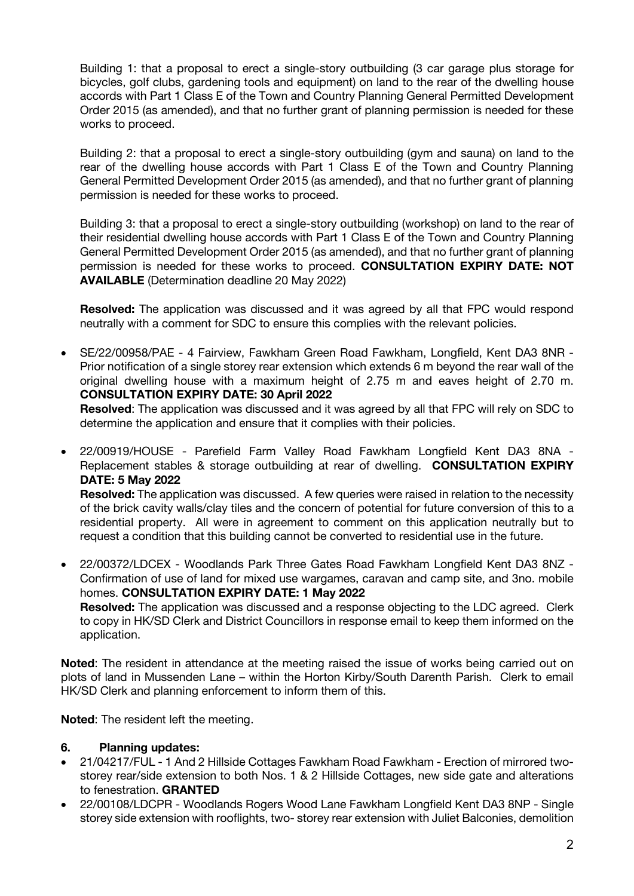Building 1: that a proposal to erect a single-story outbuilding (3 car garage plus storage for bicycles, golf clubs, gardening tools and equipment) on land to the rear of the dwelling house accords with Part 1 Class E of the Town and Country Planning General Permitted Development Order 2015 (as amended), and that no further grant of planning permission is needed for these works to proceed.

Building 2: that a proposal to erect a single-story outbuilding (gym and sauna) on land to the rear of the dwelling house accords with Part 1 Class E of the Town and Country Planning General Permitted Development Order 2015 (as amended), and that no further grant of planning permission is needed for these works to proceed.

Building 3: that a proposal to erect a single-story outbuilding (workshop) on land to the rear of their residential dwelling house accords with Part 1 Class E of the Town and Country Planning General Permitted Development Order 2015 (as amended), and that no further grant of planning permission is needed for these works to proceed. **CONSULTATION EXPIRY DATE: NOT AVAILABLE** (Determination deadline 20 May 2022)

**Resolved:** The application was discussed and it was agreed by all that FPC would respond neutrally with a comment for SDC to ensure this complies with the relevant policies.

- SE/22/00958/PAE - 4 Fairview, Fawkham Green Road Fawkham, Longfield, Kent DA3 8NR - Prior notification of a single storey rear extension which extends 6 m beyond the rear wall of the original dwelling house with a maximum height of 2.75 m and eaves height of 2.70 m. **CONSULTATION EXPIRY DATE: 30 April 2022**
  **Resolved**: The application was discussed and it was agreed by all that FPC will rely on SDC to determine the application and ensure that it complies with their policies.

- 22/00919/HOUSE - Parefield Farm Valley Road Fawkham Longfield Kent DA3 8NA - Replacement stables & storage outbuilding at rear of dwelling. **CONSULTATION EXPIRY DATE: 5 May 2022**
  **Resolved:** The application was discussed. A few queries were raised in relation to the necessity of the brick cavity walls/clay tiles and the concern of potential for future conversion of this to a residential property. All were in agreement to comment on this application neutrally but to request a condition that this building cannot be converted to residential use in the future.

- 22/00372/LDCEX - Woodlands Park Three Gates Road Fawkham Longfield Kent DA3 8NZ - Confirmation of use of land for mixed use wargames, caravan and camp site, and 3no. mobile homes. **CONSULTATION EXPIRY DATE: 1 May 2022**
  **Resolved:** The application was discussed and a response objecting to the LDC agreed. Clerk to copy in HK/SD Clerk and District Councillors in response email to keep them informed on the application.

**Noted**: The resident in attendance at the meeting raised the issue of works being carried out on plots of land in Mussenden Lane – within the Horton Kirby/South Darenth Parish. Clerk to email HK/SD Clerk and planning enforcement to inform them of this.

**Noted**: The resident left the meeting.

## 6. Planning updates:

- 21/04217/FUL - 1 And 2 Hillside Cottages Fawkham Road Fawkham - Erection of mirrored two-storey rear/side extension to both Nos. 1 & 2 Hillside Cottages, new side gate and alterations to fenestration. **GRANTED**
- 22/00108/LDCPR - Woodlands Rogers Wood Lane Fawkham Longfield Kent DA3 8NP - Single storey side extension with rooflights, two- storey rear extension with Juliet Balconies, demolition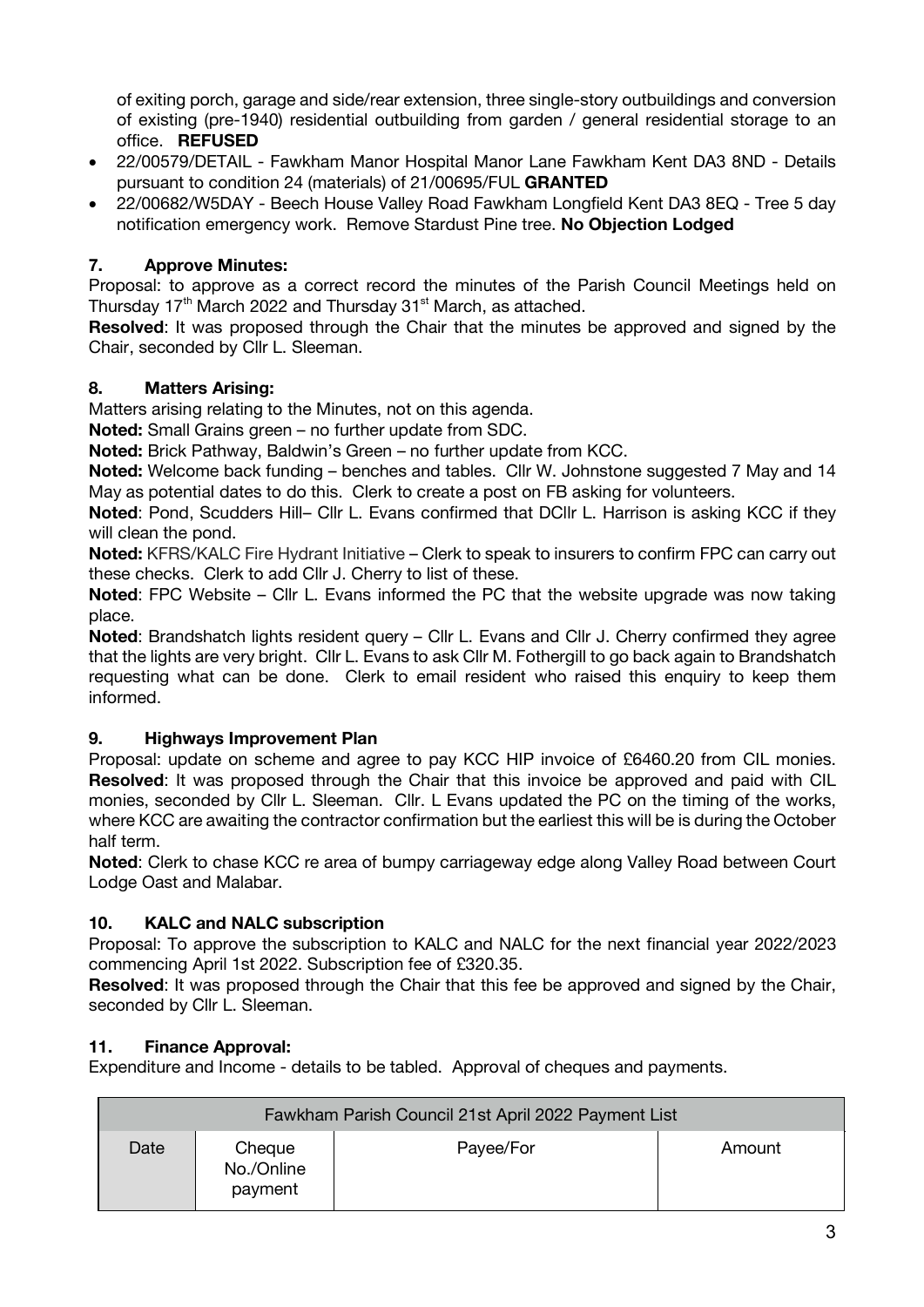of exiting porch, garage and side/rear extension, three single-story outbuildings and conversion of existing (pre-1940) residential outbuilding from garden / general residential storage to an office. **REFUSED**

- 22/00579/DETAIL - Fawkham Manor Hospital Manor Lane Fawkham Kent DA3 8ND - Details pursuant to condition 24 (materials) of 21/00695/FUL **GRANTED**
- 22/00682/W5DAY - Beech House Valley Road Fawkham Longfield Kent DA3 8EQ - Tree 5 day notification emergency work. Remove Stardust Pine tree. **No Objection Lodged**

## 7. Approve Minutes:

Proposal: to approve as a correct record the minutes of the Parish Council Meetings held on Thursday 17th March 2022 and Thursday 31st March, as attached.

**Resolved**: It was proposed through the Chair that the minutes be approved and signed by the Chair, seconded by Cllr L. Sleeman.

## 8. Matters Arising:

Matters arising relating to the Minutes, not on this agenda.

**Noted:** Small Grains green – no further update from SDC.

**Noted:** Brick Pathway, Baldwin's Green – no further update from KCC.

**Noted:** Welcome back funding – benches and tables. Cllr W. Johnstone suggested 7 May and 14 May as potential dates to do this. Clerk to create a post on FB asking for volunteers.

**Noted**: Pond, Scudders Hill– Cllr L. Evans confirmed that DCllr L. Harrison is asking KCC if they will clean the pond.

**Noted:** KFRS/KALC Fire Hydrant Initiative – Clerk to speak to insurers to confirm FPC can carry out these checks. Clerk to add Cllr J. Cherry to list of these.

**Noted**: FPC Website – Cllr L. Evans informed the PC that the website upgrade was now taking place.

**Noted**: Brandshatch lights resident query – Cllr L. Evans and Cllr J. Cherry confirmed they agree that the lights are very bright. Cllr L. Evans to ask Cllr M. Fothergill to go back again to Brandshatch requesting what can be done. Clerk to email resident who raised this enquiry to keep them informed.

## 9. Highways Improvement Plan

Proposal: update on scheme and agree to pay KCC HIP invoice of £6460.20 from CIL monies.

**Resolved**: It was proposed through the Chair that this invoice be approved and paid with CIL monies, seconded by Cllr L. Sleeman. Cllr. L Evans updated the PC on the timing of the works, where KCC are awaiting the contractor confirmation but the earliest this will be is during the October half term.

**Noted**: Clerk to chase KCC re area of bumpy carriageway edge along Valley Road between Court Lodge Oast and Malabar.

## 10. KALC and NALC subscription

Proposal: To approve the subscription to KALC and NALC for the next financial year 2022/2023 commencing April 1st 2022. Subscription fee of £320.35.

**Resolved**: It was proposed through the Chair that this fee be approved and signed by the Chair, seconded by Cllr L. Sleeman.

## 11. Finance Approval:

Expenditure and Income - details to be tabled. Approval of cheques and payments.

| Fawkham Parish Council 21st April 2022 Payment List | | | |
|---|---|---|---|
| Date | Cheque No./Online payment | Payee/For | Amount |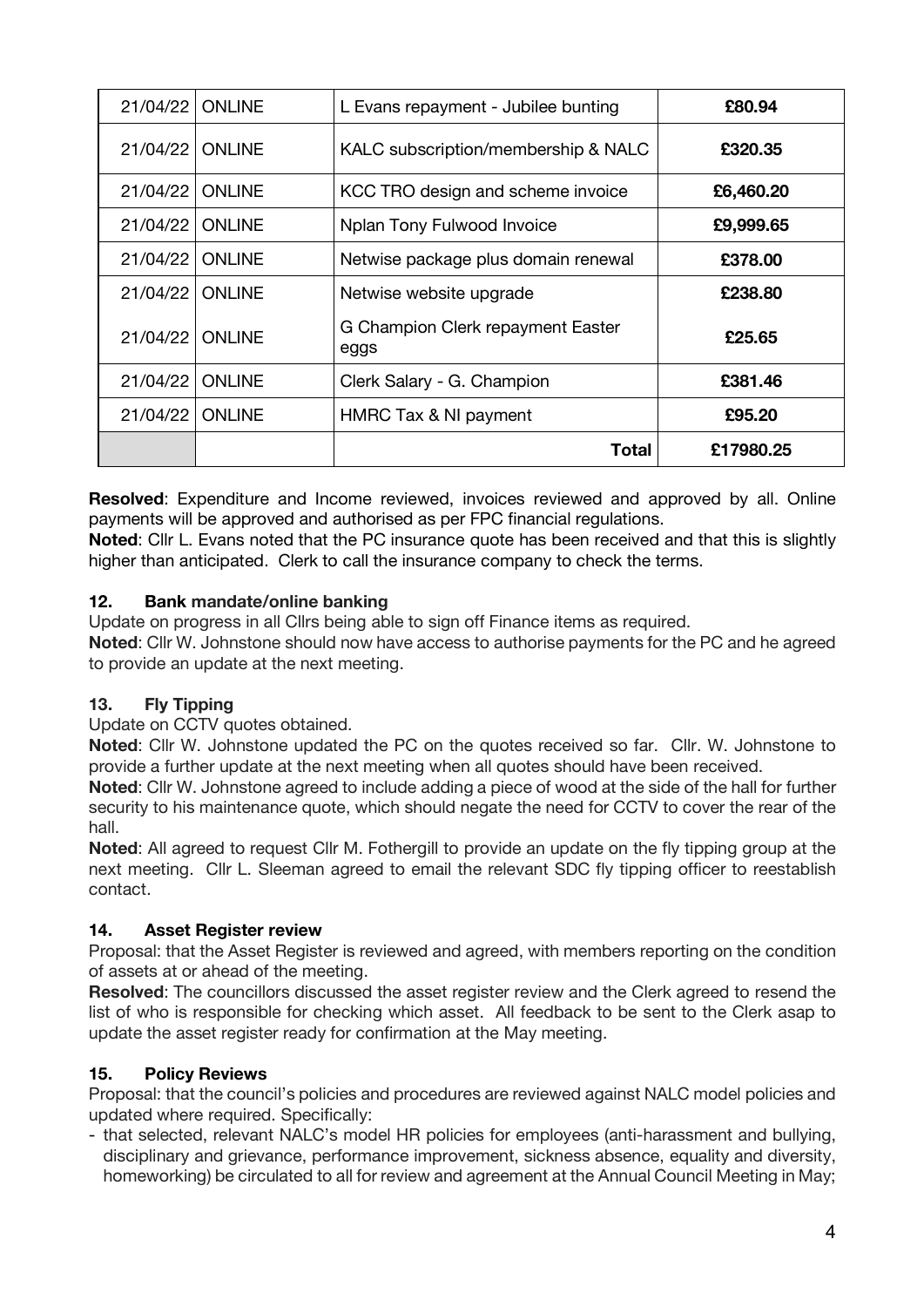| | | | |
|---|---|---|---|
| 21/04/22 | ONLINE | L Evans repayment - Jubilee bunting | **£80.94** |
| 21/04/22 | ONLINE | KALC subscription/membership & NALC | **£320.35** |
| 21/04/22 | ONLINE | KCC TRO design and scheme invoice | **£6,460.20** |
| 21/04/22 | ONLINE | Nplan Tony Fulwood Invoice | **£9,999.65** |
| 21/04/22 | ONLINE | Netwise package plus domain renewal | **£378.00** |
| 21/04/22 | ONLINE | Netwise website upgrade | **£238.80** |
| 21/04/22 | ONLINE | G Champion Clerk repayment Easter eggs | **£25.65** |
| 21/04/22 | ONLINE | Clerk Salary - G. Champion | **£381.46** |
| 21/04/22 | ONLINE | HMRC Tax & NI payment | **£95.20** |
| | | **Total** | **£17980.25** |

**Resolved**: Expenditure and Income reviewed, invoices reviewed and approved by all. Online payments will be approved and authorised as per FPC financial regulations.
**Noted**: Cllr L. Evans noted that the PC insurance quote has been received and that this is slightly higher than anticipated. Clerk to call the insurance company to check the terms.

**12. Bank mandate/online banking**

Update on progress in all Cllrs being able to sign off Finance items as required.
**Noted**: Cllr W. Johnstone should now have access to authorise payments for the PC and he agreed to provide an update at the next meeting.

**13. Fly Tipping**

Update on CCTV quotes obtained.
**Noted**: Cllr W. Johnstone updated the PC on the quotes received so far. Cllr. W. Johnstone to provide a further update at the next meeting when all quotes should have been received.
**Noted**: Cllr W. Johnstone agreed to include adding a piece of wood at the side of the hall for further security to his maintenance quote, which should negate the need for CCTV to cover the rear of the hall.
**Noted**: All agreed to request Cllr M. Fothergill to provide an update on the fly tipping group at the next meeting. Cllr L. Sleeman agreed to email the relevant SDC fly tipping officer to reestablish contact.

**14. Asset Register review**

Proposal: that the Asset Register is reviewed and agreed, with members reporting on the condition of assets at or ahead of the meeting.
**Resolved**: The councillors discussed the asset register review and the Clerk agreed to resend the list of who is responsible for checking which asset. All feedback to be sent to the Clerk asap to update the asset register ready for confirmation at the May meeting.

**15. Policy Reviews**

Proposal: that the council's policies and procedures are reviewed against NALC model policies and updated where required. Specifically:

- that selected, relevant NALC's model HR policies for employees (anti-harassment and bullying, disciplinary and grievance, performance improvement, sickness absence, equality and diversity, homeworking) be circulated to all for review and agreement at the Annual Council Meeting in May;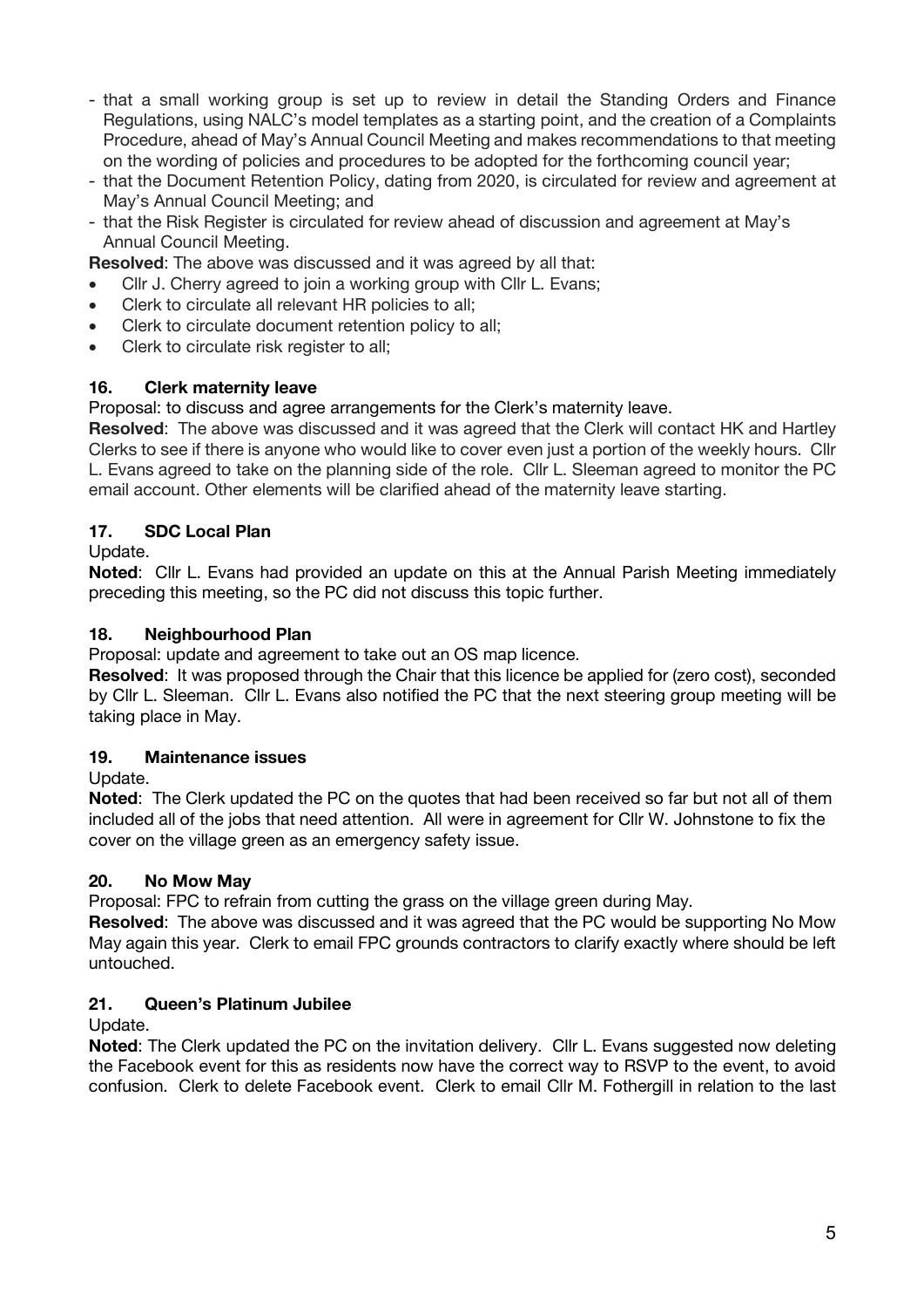- that a small working group is set up to review in detail the Standing Orders and Finance Regulations, using NALC's model templates as a starting point, and the creation of a Complaints Procedure, ahead of May's Annual Council Meeting and makes recommendations to that meeting on the wording of policies and procedures to be adopted for the forthcoming council year;
- that the Document Retention Policy, dating from 2020, is circulated for review and agreement at May's Annual Council Meeting; and
- that the Risk Register is circulated for review ahead of discussion and agreement at May's Annual Council Meeting.

**Resolved**: The above was discussed and it was agreed by all that:

- Cllr J. Cherry agreed to join a working group with Cllr L. Evans;
- Clerk to circulate all relevant HR policies to all;
- Clerk to circulate document retention policy to all;
- Clerk to circulate risk register to all;

### 16. Clerk maternity leave

Proposal: to discuss and agree arrangements for the Clerk's maternity leave.

**Resolved**: The above was discussed and it was agreed that the Clerk will contact HK and Hartley Clerks to see if there is anyone who would like to cover even just a portion of the weekly hours. Cllr L. Evans agreed to take on the planning side of the role. Cllr L. Sleeman agreed to monitor the PC email account. Other elements will be clarified ahead of the maternity leave starting.

### 17. SDC Local Plan

Update.

**Noted**: Cllr L. Evans had provided an update on this at the Annual Parish Meeting immediately preceding this meeting, so the PC did not discuss this topic further.

### 18. Neighbourhood Plan

Proposal: update and agreement to take out an OS map licence.

**Resolved**: It was proposed through the Chair that this licence be applied for (zero cost), seconded by Cllr L. Sleeman. Cllr L. Evans also notified the PC that the next steering group meeting will be taking place in May.

### 19. Maintenance issues

Update.

**Noted**: The Clerk updated the PC on the quotes that had been received so far but not all of them included all of the jobs that need attention. All were in agreement for Cllr W. Johnstone to fix the cover on the village green as an emergency safety issue.

### 20. No Mow May

Proposal: FPC to refrain from cutting the grass on the village green during May.

**Resolved**: The above was discussed and it was agreed that the PC would be supporting No Mow May again this year. Clerk to email FPC grounds contractors to clarify exactly where should be left untouched.

### 21. Queen's Platinum Jubilee

Update.

**Noted**: The Clerk updated the PC on the invitation delivery. Cllr L. Evans suggested now deleting the Facebook event for this as residents now have the correct way to RSVP to the event, to avoid confusion. Clerk to delete Facebook event. Clerk to email Cllr M. Fothergill in relation to the last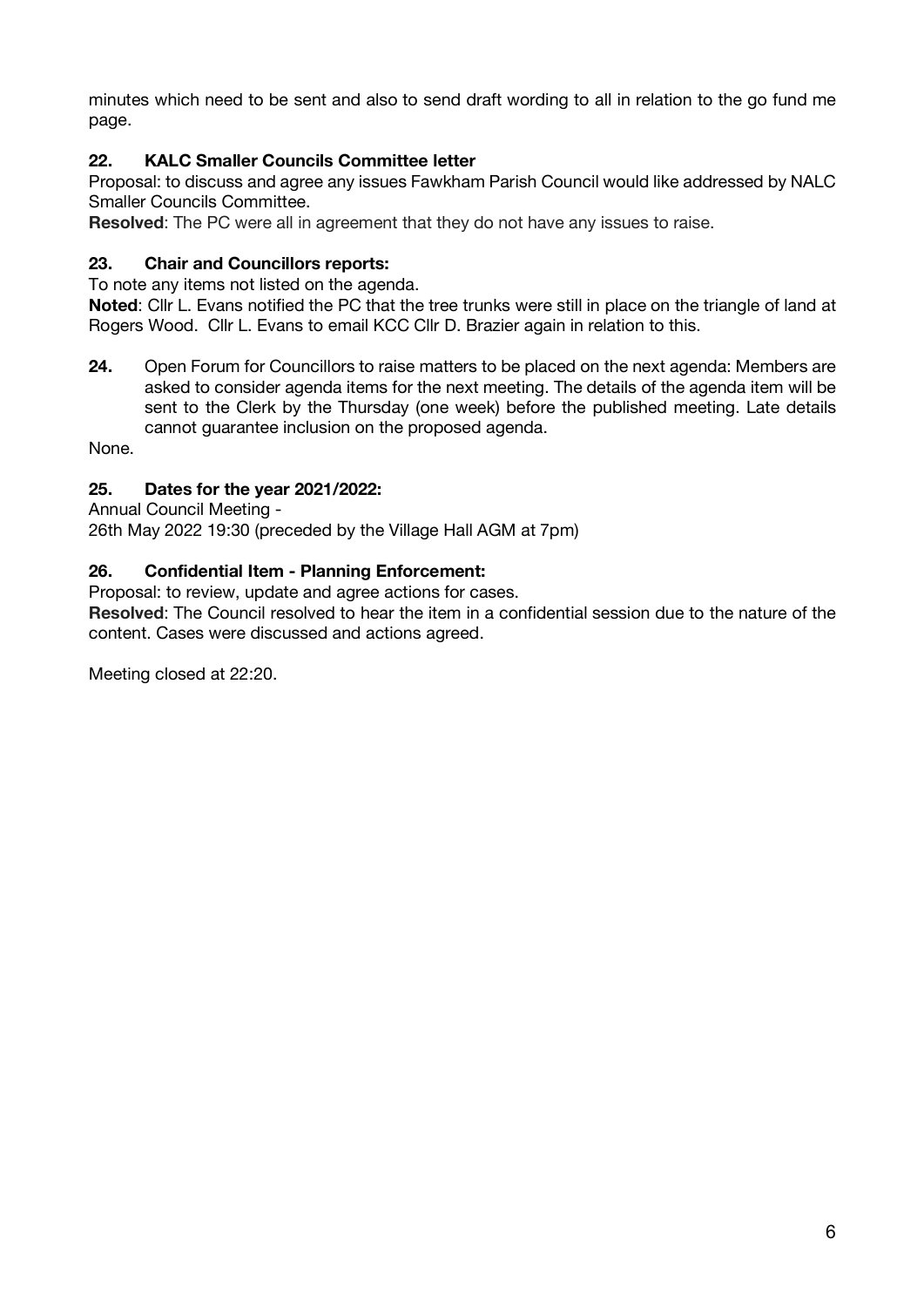minutes which need to be sent and also to send draft wording to all in relation to the go fund me page.

### 22. KALC Smaller Councils Committee letter

Proposal: to discuss and agree any issues Fawkham Parish Council would like addressed by NALC Smaller Councils Committee.

**Resolved**: The PC were all in agreement that they do not have any issues to raise.

### 23. Chair and Councillors reports:

To note any items not listed on the agenda.

**Noted**: Cllr L. Evans notified the PC that the tree trunks were still in place on the triangle of land at Rogers Wood. Cllr L. Evans to email KCC Cllr D. Brazier again in relation to this.

**24.** Open Forum for Councillors to raise matters to be placed on the next agenda: Members are asked to consider agenda items for the next meeting. The details of the agenda item will be sent to the Clerk by the Thursday (one week) before the published meeting. Late details cannot guarantee inclusion on the proposed agenda.

None.

### 25. Dates for the year 2021/2022:

Annual Council Meeting -

26th May 2022 19:30 (preceded by the Village Hall AGM at 7pm)

### 26. Confidential Item - Planning Enforcement:

Proposal: to review, update and agree actions for cases.

**Resolved**: The Council resolved to hear the item in a confidential session due to the nature of the content. Cases were discussed and actions agreed.

Meeting closed at 22:20.